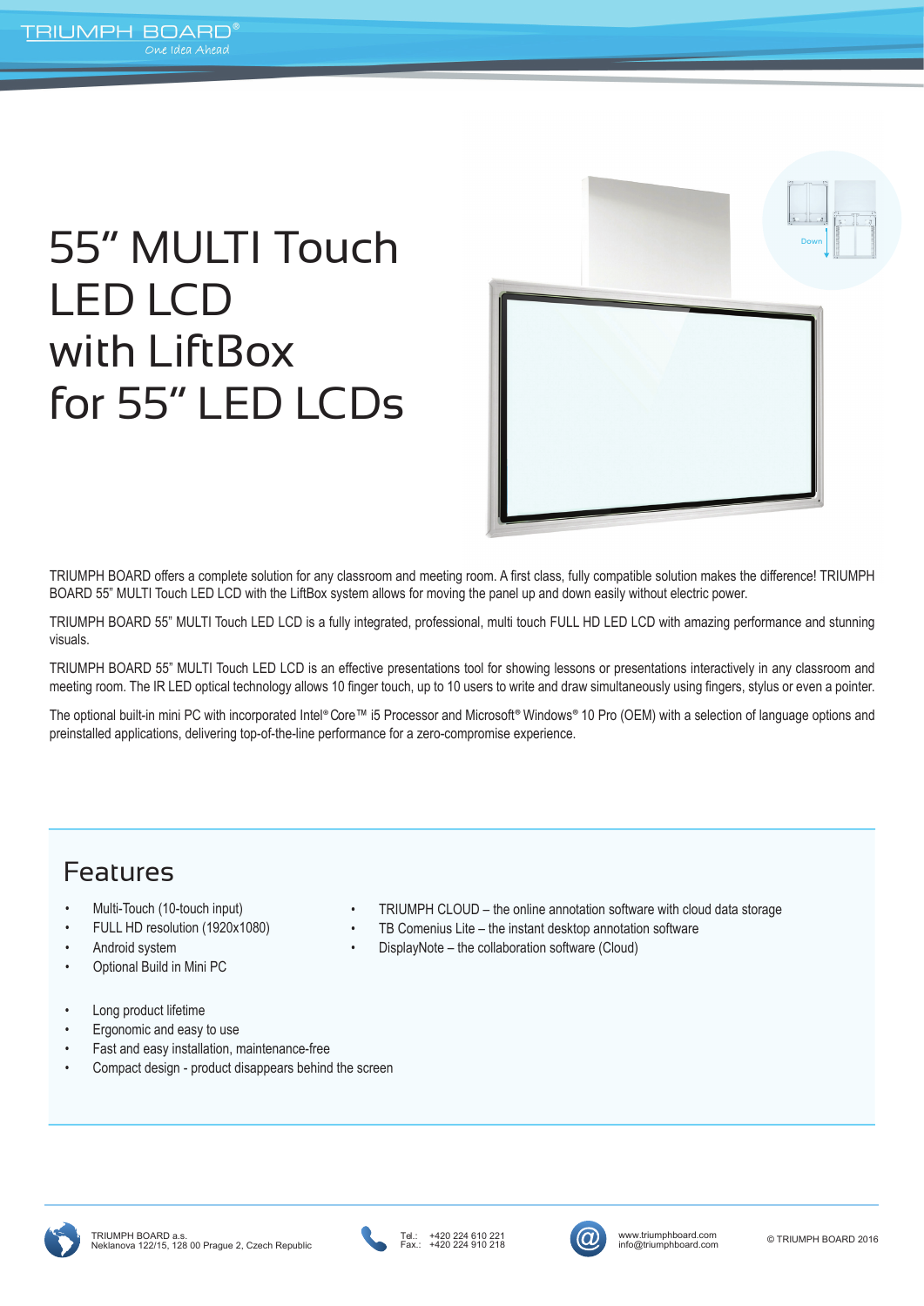# 55" MULTI Touch LED LCD with LiftBox for 55" LED LCDs

TRIUMPH BOARD offers a complete solution for any classroom and meeting room. A first class, fully compatible solution makes the difference! TRIUMPH BOARD 55" MULTI Touch LED LCD with the LiftBox system allows for moving the panel up and down easily without electric power.

TRIUMPH BOARD 55" MULTI Touch LED LCD is a fully integrated, professional, multi touch FULL HD LED LCD with amazing performance and stunning visuals.

TRIUMPH BOARD 55" MULTI Touch LED LCD is an effective presentations tool for showing lessons or presentations interactively in any classroom and meeting room. The IR LED optical technology allows 10 finger touch, up to 10 users to write and draw simultaneously using fingers, stylus or even a pointer.

The optional built-in mini PC with incorporated Intel® Core™ i5 Processor and Microsoft® Windows® 10 Pro (OEM) with a selection of language options and preinstalled applications, delivering top-of-the-line performance for a zero-compromise experience.

## Features

- Multi-Touch (10-touch input)
- FULL HD resolution (1920x1080)
- Android system
- Optional Build in Mini PC
- TRIUMPH CLOUD – the online annotation software with cloud data storage
- TB Comenius Lite – the instant desktop annotation software
- DisplayNote – the collaboration software (Cloud)

- Long product lifetime
- Ergonomic and easy to use
- Fast and easy installation, maintenance-free
- Compact design - product disappears behind the screen

TRIUMPH BOARD a.s.
Neklanova 122/15, 128 00 Prague 2, Czech Republic

Tel.: +420 224 610 221
Fax.: +420 224 910 218

www.triumphboard.com
info@triumphboard.com

© TRIUMPH BOARD 2016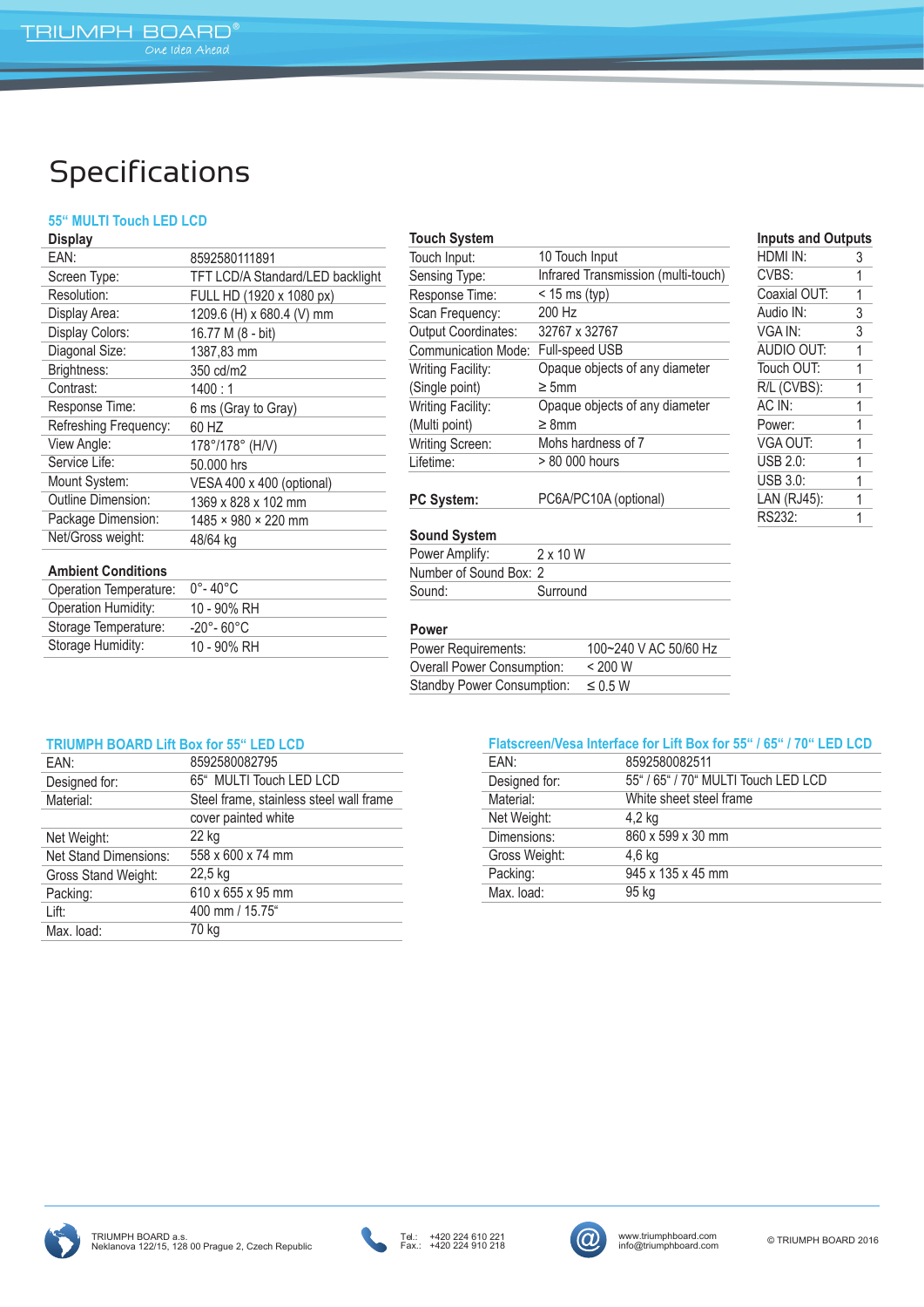# Specifications

## 55“ MULTI Touch LED LCD

### Display

| | |
|---|---|
| EAN: | 8592580111891 |
| Screen Type: | TFT LCD/A Standard/LED backlight |
| Resolution: | FULL HD (1920 x 1080 px) |
| Display Area: | 1209.6 (H) x 680.4 (V) mm |
| Display Colors: | 16.77 M (8 - bit) |
| Diagonal Size: | 1387,83 mm |
| Brightness: | 350 cd/m2 |
| Contrast: | 1400 : 1 |
| Response Time: | 6 ms (Gray to Gray) |
| Refreshing Frequency: | 60 HZ |
| View Angle: | 178°/178° (H/V) |
| Service Life: | 50.000 hrs |
| Mount System: | VESA 400 x 400 (optional) |
| Outline Dimension: | 1369 x 828 x 102 mm |
| Package Dimension: | 1485 × 980 × 220 mm |
| Net/Gross weight: | 48/64 kg |

### Ambient Conditions

| | |
|---|---|
| Operation Temperature: | 0°- 40°C |
| Operation Humidity: | 10 - 90% RH |
| Storage Temperature: | -20°- 60°C |
| Storage Humidity: | 10 - 90% RH |

### Touch System

| | |
|---|---|
| Touch Input: | 10 Touch Input |
| Sensing Type: | Infrared Transmission (multi-touch) |
| Response Time: | < 15 ms (typ) |
| Scan Frequency: | 200 Hz |
| Output Coordinates: | 32767 x 32767 |
| Communication Mode: | Full-speed USB |
| Writing Facility: (Single point) | Opaque objects of any diameter ≥ 5mm |
| Writing Facility: (Multi point) | Opaque objects of any diameter ≥ 8mm |
| Writing Screen: | Mohs hardness of 7 |
| Lifetime: | > 80 000 hours |

| | |
|---|---|
| **PC System:** | PC6A/PC10A (optional) |

### Sound System

| | |
|---|---|
| Power Amplify: | 2 x 10 W |
| Number of Sound Box: | 2 |
| Sound: | Surround |

### Power

| | |
|---|---|
| Power Requirements: | 100~240 V AC 50/60 Hz |
| Overall Power Consumption: | < 200 W |
| Standby Power Consumption: | ≤ 0.5 W |

### Inputs and Outputs

| | |
|---|---|
| HDMI IN: | 3 |
| CVBS: | 1 |
| Coaxial OUT: | 1 |
| Audio IN: | 3 |
| VGA IN: | 3 |
| AUDIO OUT: | 1 |
| Touch OUT: | 1 |
| R/L (CVBS): | 1 |
| AC IN: | 1 |
| Power: | 1 |
| VGA OUT: | 1 |
| USB 2.0: | 1 |
| USB 3.0: | 1 |
| LAN (RJ45): | 1 |
| RS232: | 1 |

## TRIUMPH BOARD Lift Box for 55“ LED LCD

| | |
|---|---|
| EAN: | 8592580082795 |
| Designed for: | 65“ MULTI Touch LED LCD |
| Material: | Steel frame, stainless steel wall frame cover painted white |
| Net Weight: | 22 kg |
| Net Stand Dimensions: | 558 x 600 x 74 mm |
| Gross Stand Weight: | 22,5 kg |
| Packing: | 610 x 655 x 95 mm |
| Lift: | 400 mm / 15.75“ |
| Max. load: | 70 kg |

## Flatscreen/Vesa Interface for Lift Box for 55“ / 65“ / 70“ LED LCD

| | |
|---|---|
| EAN: | 8592580082511 |
| Designed for: | 55“ / 65“ / 70“ MULTI Touch LED LCD |
| Material: | White sheet steel frame |
| Net Weight: | 4,2 kg |
| Dimensions: | 860 x 599 x 30 mm |
| Gross Weight: | 4,6 kg |
| Packing: | 945 x 135 x 45 mm |
| Max. load: | 95 kg |

TRIUMPH BOARD a.s.
Neklanova 122/15, 128 00 Prague 2, Czech Republic

Tel.: +420 224 610 221
Fax.: +420 224 910 218

www.triumphboard.com
info@triumphboard.com

© TRIUMPH BOARD 2016